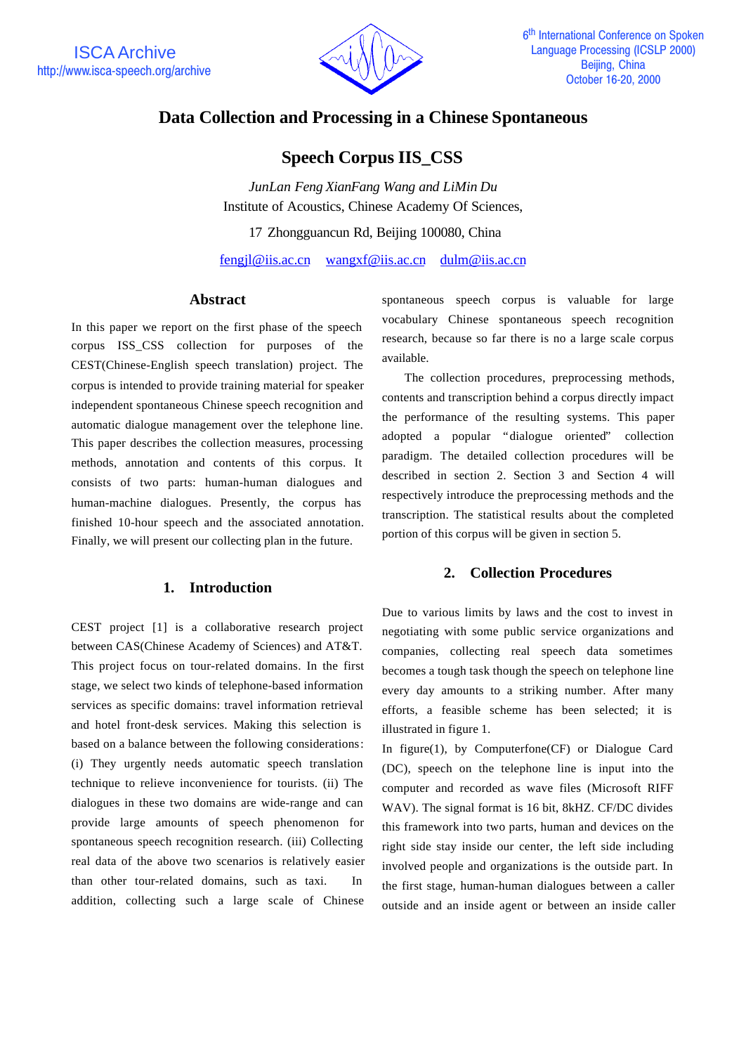# Data Collection and Processing in a Chinese Spontaneous Speech Corpus IIS_CSS

*JunLan Feng XianFang Wang and LiMin Du*

Institute of Acoustics, Chinese Academy Of Sciences,

17 Zhongguancun Rd, Beijing 100080, China

fengjl@iis.ac.cn wangxf@iis.ac.cn dulm@iis.ac.cn

## Abstract

In this paper we report on the first phase of the speech corpus ISS_CSS collection for purposes of the CEST(Chinese-English speech translation) project. The corpus is intended to provide training material for speaker independent spontaneous Chinese speech recognition and automatic dialogue management over the telephone line. This paper describes the collection measures, processing methods, annotation and contents of this corpus. It consists of two parts: human-human dialogues and human-machine dialogues. Presently, the corpus has finished 10-hour speech and the associated annotation. Finally, we will present our collecting plan in the future.

## 1. Introduction

CEST project [1] is a collaborative research project between CAS(Chinese Academy of Sciences) and AT&T. This project focus on tour-related domains. In the first stage, we select two kinds of telephone-based information services as specific domains: travel information retrieval and hotel front-desk services. Making this selection is based on a balance between the following considerations: (i) They urgently needs automatic speech translation technique to relieve inconvenience for tourists. (ii) The dialogues in these two domains are wide-range and can provide large amounts of speech phenomenon for spontaneous speech recognition research. (iii) Collecting real data of the above two scenarios is relatively easier than other tour-related domains, such as taxi. In addition, collecting such a large scale of Chinese spontaneous speech corpus is valuable for large vocabulary Chinese spontaneous speech recognition research, because so far there is no a large scale corpus available.

The collection procedures, preprocessing methods, contents and transcription behind a corpus directly impact the performance of the resulting systems. This paper adopted a popular "dialogue oriented" collection paradigm. The detailed collection procedures will be described in section 2. Section 3 and Section 4 will respectively introduce the preprocessing methods and the transcription. The statistical results about the completed portion of this corpus will be given in section 5.

## 2. Collection Procedures

Due to various limits by laws and the cost to invest in negotiating with some public service organizations and companies, collecting real speech data sometimes becomes a tough task though the speech on telephone line every day amounts to a striking number. After many efforts, a feasible scheme has been selected; it is illustrated in figure 1.

In figure(1), by Computerfone(CF) or Dialogue Card (DC), speech on the telephone line is input into the computer and recorded as wave files (Microsoft RIFF WAV). The signal format is 16 bit, 8kHZ. CF/DC divides this framework into two parts, human and devices on the right side stay inside our center, the left side including involved people and organizations is the outside part. In the first stage, human-human dialogues between a caller outside and an inside agent or between an inside caller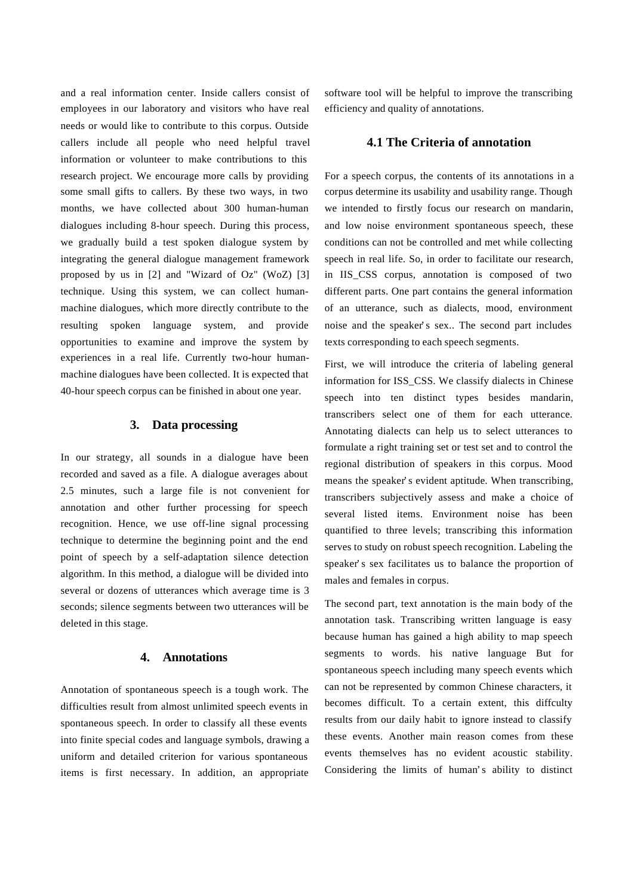and a real information center. Inside callers consist of employees in our laboratory and visitors who have real needs or would like to contribute to this corpus. Outside callers include all people who need helpful travel information or volunteer to make contributions to this research project. We encourage more calls by providing some small gifts to callers. By these two ways, in two months, we have collected about 300 human-human dialogues including 8-hour speech. During this process, we gradually build a test spoken dialogue system by integrating the general dialogue management framework proposed by us in [2] and "Wizard of Oz" (WoZ) [3] technique. Using this system, we can collect human-machine dialogues, which more directly contribute to the resulting spoken language system, and provide opportunities to examine and improve the system by experiences in a real life. Currently two-hour human-machine dialogues have been collected. It is expected that 40-hour speech corpus can be finished in about one year.

## 3. Data processing

In our strategy, all sounds in a dialogue have been recorded and saved as a file. A dialogue averages about 2.5 minutes, such a large file is not convenient for annotation and other further processing for speech recognition. Hence, we use off-line signal processing technique to determine the beginning point and the end point of speech by a self-adaptation silence detection algorithm. In this method, a dialogue will be divided into several or dozens of utterances which average time is 3 seconds; silence segments between two utterances will be deleted in this stage.

## 4. Annotations

Annotation of spontaneous speech is a tough work. The difficulties result from almost unlimited speech events in spontaneous speech. In order to classify all these events into finite special codes and language symbols, drawing a uniform and detailed criterion for various spontaneous items is first necessary. In addition, an appropriate software tool will be helpful to improve the transcribing efficiency and quality of annotations.

### 4.1 The Criteria of annotation

For a speech corpus, the contents of its annotations in a corpus determine its usability and usability range. Though we intended to firstly focus our research on mandarin, and low noise environment spontaneous speech, these conditions can not be controlled and met while collecting speech in real life. So, in order to facilitate our research, in IIS_CSS corpus, annotation is composed of two different parts. One part contains the general information of an utterance, such as dialects, mood, environment noise and the speaker's sex.. The second part includes texts corresponding to each speech segments.

First, we will introduce the criteria of labeling general information for ISS_CSS. We classify dialects in Chinese speech into ten distinct types besides mandarin, transcribers select one of them for each utterance. Annotating dialects can help us to select utterances to formulate a right training set or test set and to control the regional distribution of speakers in this corpus. Mood means the speaker's evident aptitude. When transcribing, transcribers subjectively assess and make a choice of several listed items. Environment noise has been quantified to three levels; transcribing this information serves to study on robust speech recognition. Labeling the speaker's sex facilitates us to balance the proportion of males and females in corpus.

The second part, text annotation is the main body of the annotation task. Transcribing written language is easy because human has gained a high ability to map speech segments to words. his native language But for spontaneous speech including many speech events which can not be represented by common Chinese characters, it becomes difficult. To a certain extent, this diffculty results from our daily habit to ignore instead to classify these events. Another main reason comes from these events themselves has no evident acoustic stability. Considering the limits of human's ability to distinct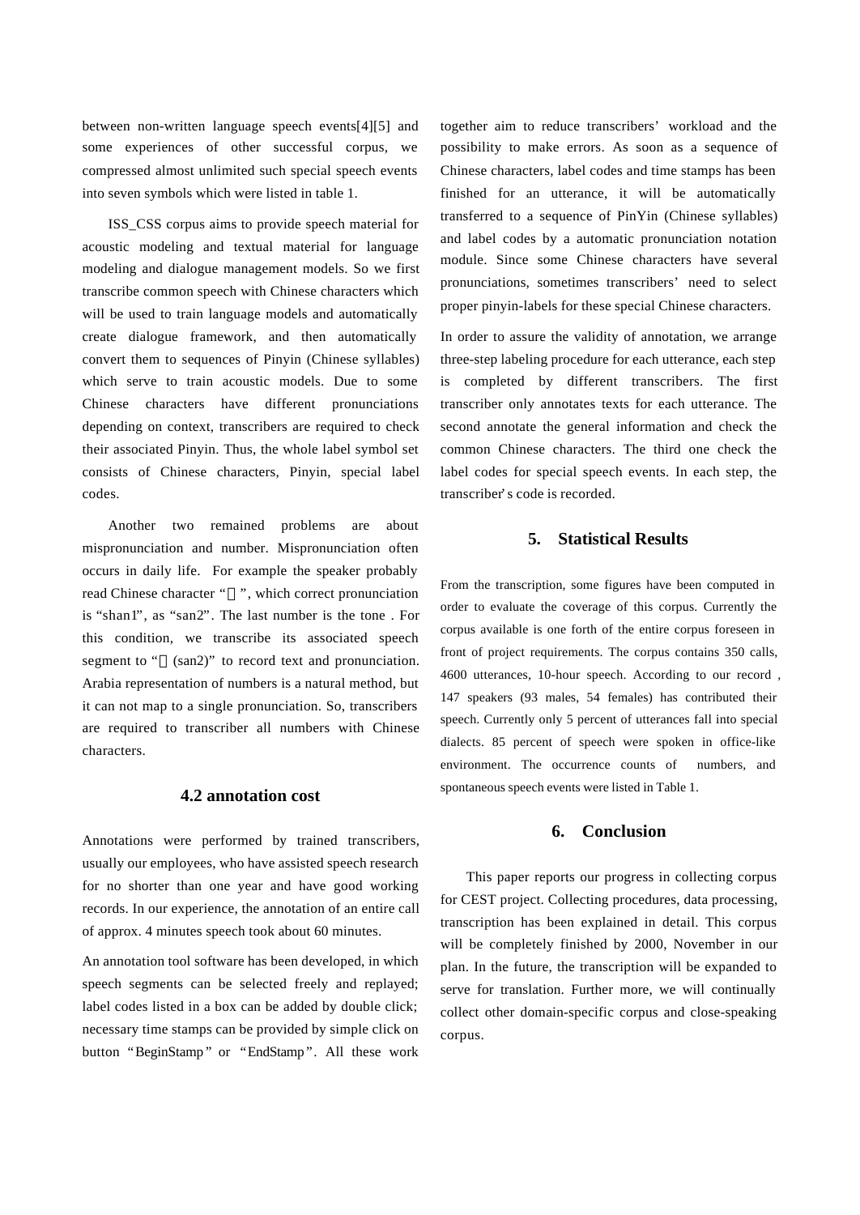between non-written language speech events[4][5] and some experiences of other successful corpus, we compressed almost unlimited such special speech events into seven symbols which were listed in table 1.

ISS_CSS corpus aims to provide speech material for acoustic modeling and textual material for language modeling and dialogue management models. So we first transcribe common speech with Chinese characters which will be used to train language models and automatically create dialogue framework, and then automatically convert them to sequences of Pinyin (Chinese syllables) which serve to train acoustic models. Due to some Chinese characters have different pronunciations depending on context, transcribers are required to check their associated Pinyin. Thus, the whole label symbol set consists of Chinese characters, Pinyin, special label codes.

Another two remained problems are about mispronunciation and number. Mispronunciation often occurs in daily life. For example the speaker probably read Chinese character "", which correct pronunciation is "shan1", as "san2". The last number is the tone . For this condition, we transcribe its associated speech segment to "(san2)" to record text and pronunciation. Arabia representation of numbers is a natural method, but it can not map to a single pronunciation. So, transcribers are required to transcriber all numbers with Chinese characters.

### 4.2 annotation cost

Annotations were performed by trained transcribers, usually our employees, who have assisted speech research for no shorter than one year and have good working records. In our experience, the annotation of an entire call of approx. 4 minutes speech took about 60 minutes.

An annotation tool software has been developed, in which speech segments can be selected freely and replayed; label codes listed in a box can be added by double click; necessary time stamps can be provided by simple click on button "BeginStamp" or "EndStamp". All these work together aim to reduce transcribers' workload and the possibility to make errors. As soon as a sequence of Chinese characters, label codes and time stamps has been finished for an utterance, it will be automatically transferred to a sequence of PinYin (Chinese syllables) and label codes by a automatic pronunciation notation module. Since some Chinese characters have several pronunciations, sometimes transcribers' need to select proper pinyin-labels for these special Chinese characters.

In order to assure the validity of annotation, we arrange three-step labeling procedure for each utterance, each step is completed by different transcribers. The first transcriber only annotates texts for each utterance. The second annotate the general information and check the common Chinese characters. The third one check the label codes for special speech events. In each step, the transcriber's code is recorded.

## 5. Statistical Results

From the transcription, some figures have been computed in order to evaluate the coverage of this corpus. Currently the corpus available is one forth of the entire corpus foreseen in front of project requirements. The corpus contains 350 calls, 4600 utterances, 10-hour speech. According to our record , 147 speakers (93 males, 54 females) has contributed their speech. Currently only 5 percent of utterances fall into special dialects. 85 percent of speech were spoken in office-like environment. The occurrence counts of numbers, and spontaneous speech events were listed in Table 1.

## 6. Conclusion

This paper reports our progress in collecting corpus for CEST project. Collecting procedures, data processing, transcription has been explained in detail. This corpus will be completely finished by 2000, November in our plan. In the future, the transcription will be expanded to serve for translation. Further more, we will continually collect other domain-specific corpus and close-speaking corpus.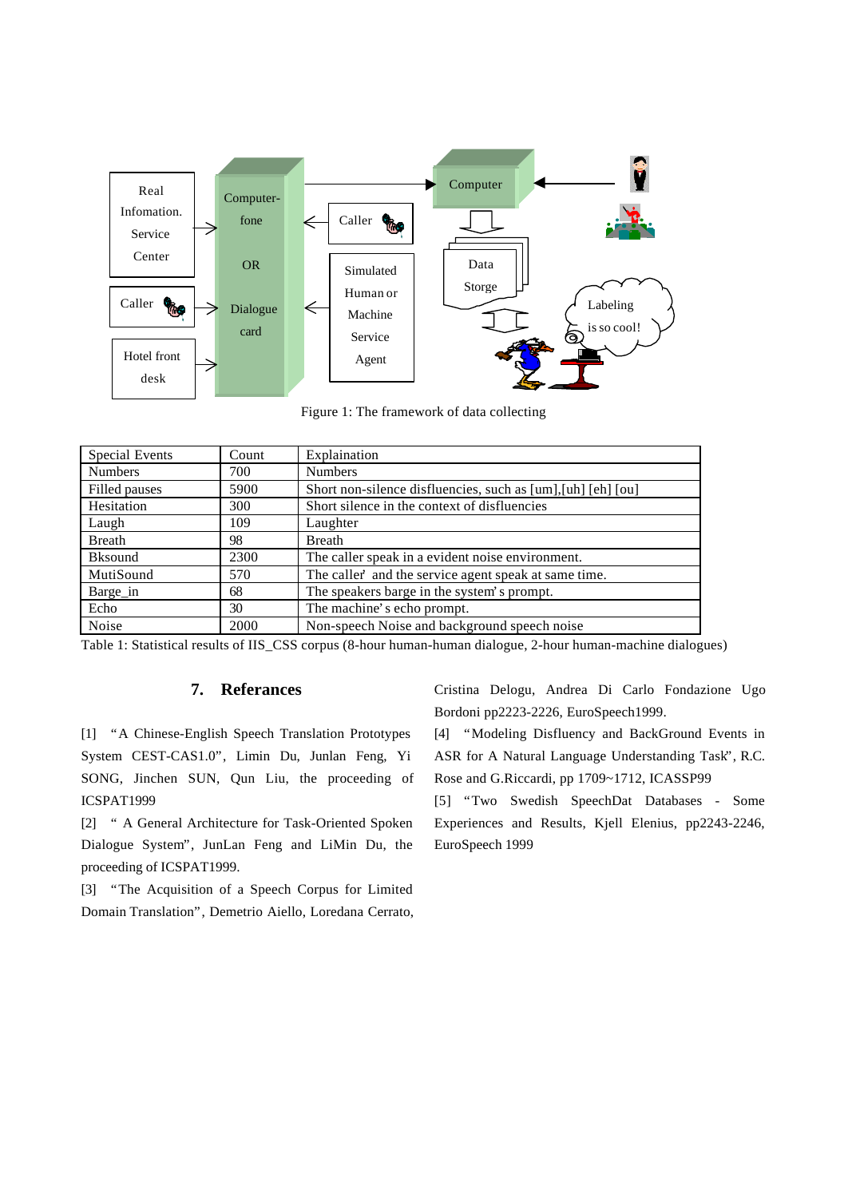Real Infomation. Service Center

Caller

Hotel front desk

Computer-fone OR Dialogue card

Caller

Simulated Human or Machine Service Agent

Computer

Data Storge

Labeling is so cool!

Figure 1: The framework of data collecting

| Special Events | Count | Explaination |
|---|---|---|
| Numbers | 700 | Numbers |
| Filled pauses | 5900 | Short non-silence disfluencies, such as [um],[uh] [eh] [ou] |
| Hesitation | 300 | Short silence in the context of disfluencies |
| Laugh | 109 | Laughter |
| Breath | 98 | Breath |
| Bksound | 2300 | The caller speak in a evident noise environment. |
| MutiSound | 570 | The caller' and the service agent speak at same time. |
| Barge_in | 68 | The speakers barge in the system's prompt. |
| Echo | 30 | The machine's echo prompt. |
| Noise | 2000 | Non-speech Noise and background speech noise |

Table 1: Statistical results of IIS_CSS corpus (8-hour human-human dialogue, 2-hour human-machine dialogues)

## 7. Referances

[1] "A Chinese-English Speech Translation Prototypes System CEST-CAS1.0", Limin Du, Junlan Feng, Yi SONG, Jinchen SUN, Qun Liu, the proceeding of ICSPAT1999

[2] " A General Architecture for Task-Oriented Spoken Dialogue System", JunLan Feng and LiMin Du, the proceeding of ICSPAT1999.

[3] "The Acquisition of a Speech Corpus for Limited Domain Translation", Demetrio Aiello, Loredana Cerrato, Cristina Delogu, Andrea Di Carlo Fondazione Ugo Bordoni pp2223-2226, EuroSpeech1999.

[4] "Modeling Disfluency and BackGround Events in ASR for A Natural Language Understanding Task", R.C. Rose and G.Riccardi, pp 1709~1712, ICASSP99

[5] "Two Swedish SpeechDat Databases - Some Experiences and Results, Kjell Elenius, pp2243-2246, EuroSpeech 1999